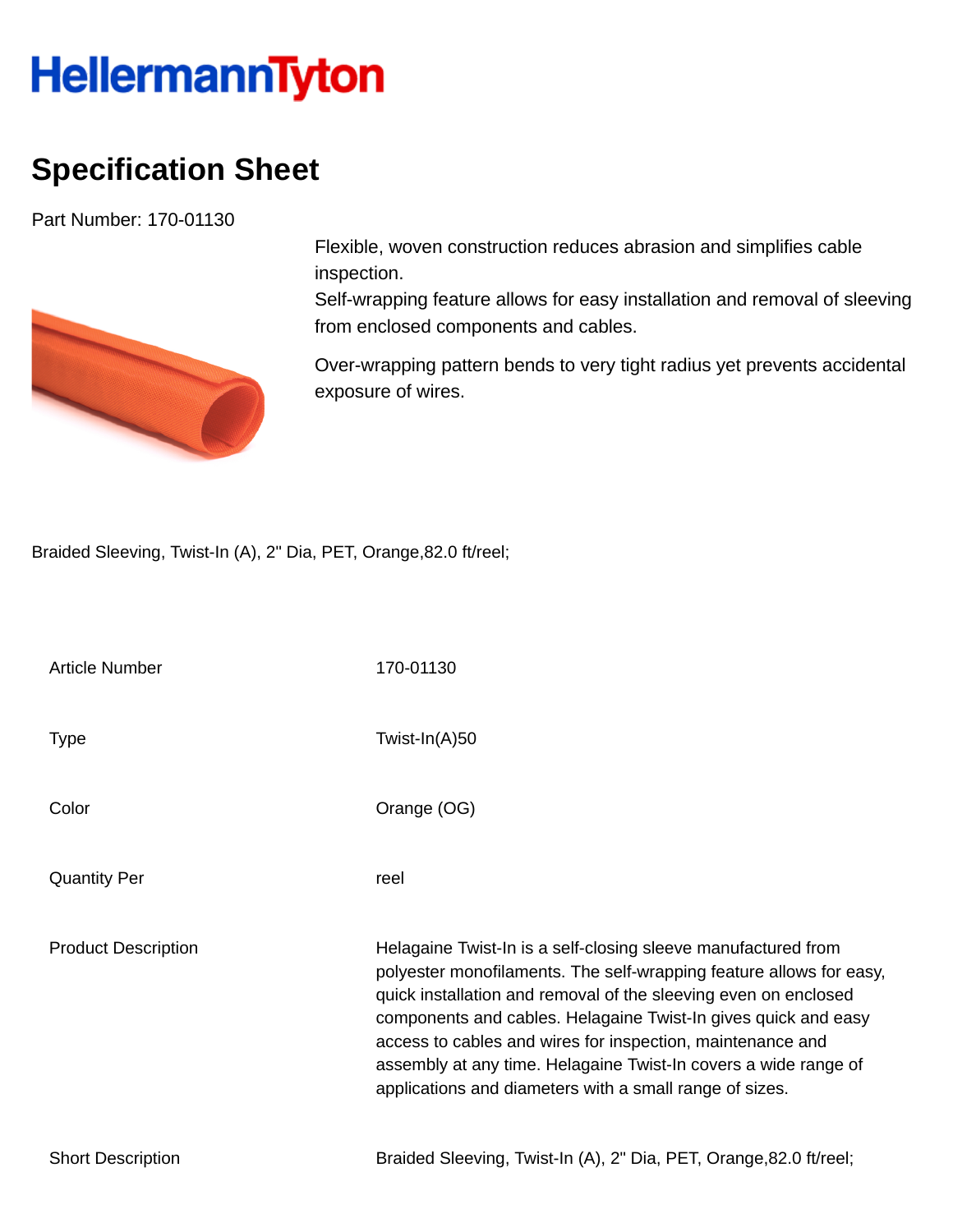HellermannTyton

# Specification Sheet

Part Number: 170-01130

Flexible, woven construction reduces abrasion and simplifies cable inspection.
Self-wrapping feature allows for easy installation and removal of sleeving from enclosed components and cables.

Over-wrapping pattern bends to very tight radius yet prevents accidental exposure of wires.

Braided Sleeving, Twist-In (A), 2" Dia, PET, Orange,82.0 ft/reel;

| | |
|---|---|
| Article Number | 170-01130 |
| Type | Twist-In(A)50 |
| Color | Orange (OG) |
| Quantity Per | reel |
| Product Description | Helagaine Twist-In is a self-closing sleeve manufactured from polyester monofilaments. The self-wrapping feature allows for easy, quick installation and removal of the sleeving even on enclosed components and cables. Helagaine Twist-In gives quick and easy access to cables and wires for inspection, maintenance and assembly at any time. Helagaine Twist-In covers a wide range of applications and diameters with a small range of sizes. |
| Short Description | Braided Sleeving, Twist-In (A), 2" Dia, PET, Orange,82.0 ft/reel; |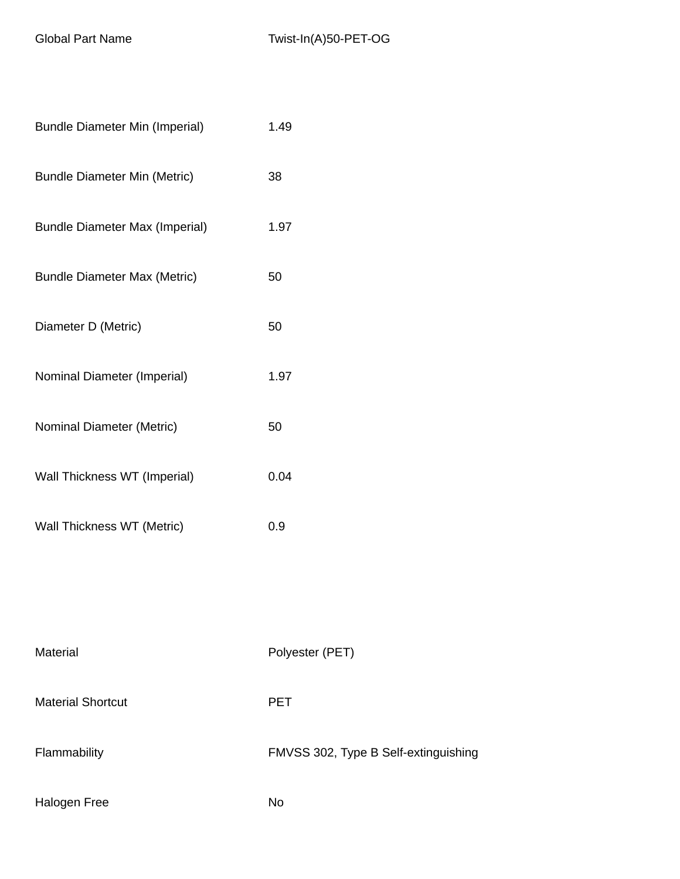| | |
|---|---|
| Global Part Name | Twist-In(A)50-PET-OG |

| | |
|---|---|
| Bundle Diameter Min (Imperial) | 1.49 |
| Bundle Diameter Min (Metric) | 38 |
| Bundle Diameter Max (Imperial) | 1.97 |
| Bundle Diameter Max (Metric) | 50 |
| Diameter D (Metric) | 50 |
| Nominal Diameter (Imperial) | 1.97 |
| Nominal Diameter (Metric) | 50 |
| Wall Thickness WT (Imperial) | 0.04 |
| Wall Thickness WT (Metric) | 0.9 |

| | |
|---|---|
| Material | Polyester (PET) |
| Material Shortcut | PET |
| Flammability | FMVSS 302, Type B Self-extinguishing |
| Halogen Free | No |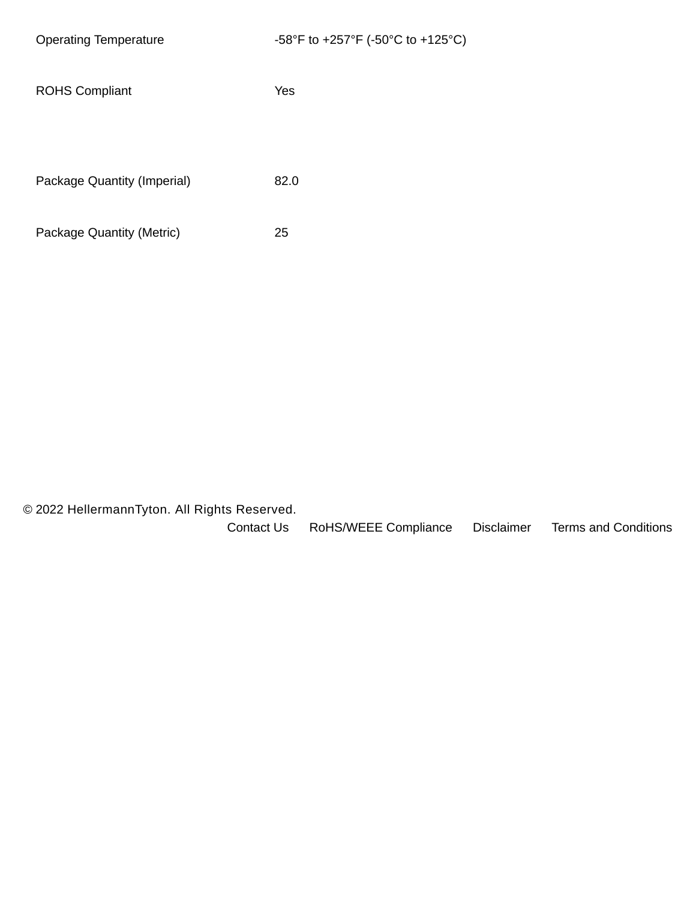| | |
|---|---|
| Operating Temperature | -58°F to +257°F (-50°C to +125°C) |
| ROHS Compliant | Yes |
| Package Quantity (Imperial) | 82.0 |
| Package Quantity (Metric) | 25 |

© 2022 HellermannTyton. All Rights Reserved.

Contact Us RoHS/WEEE Compliance Disclaimer Terms and Conditions